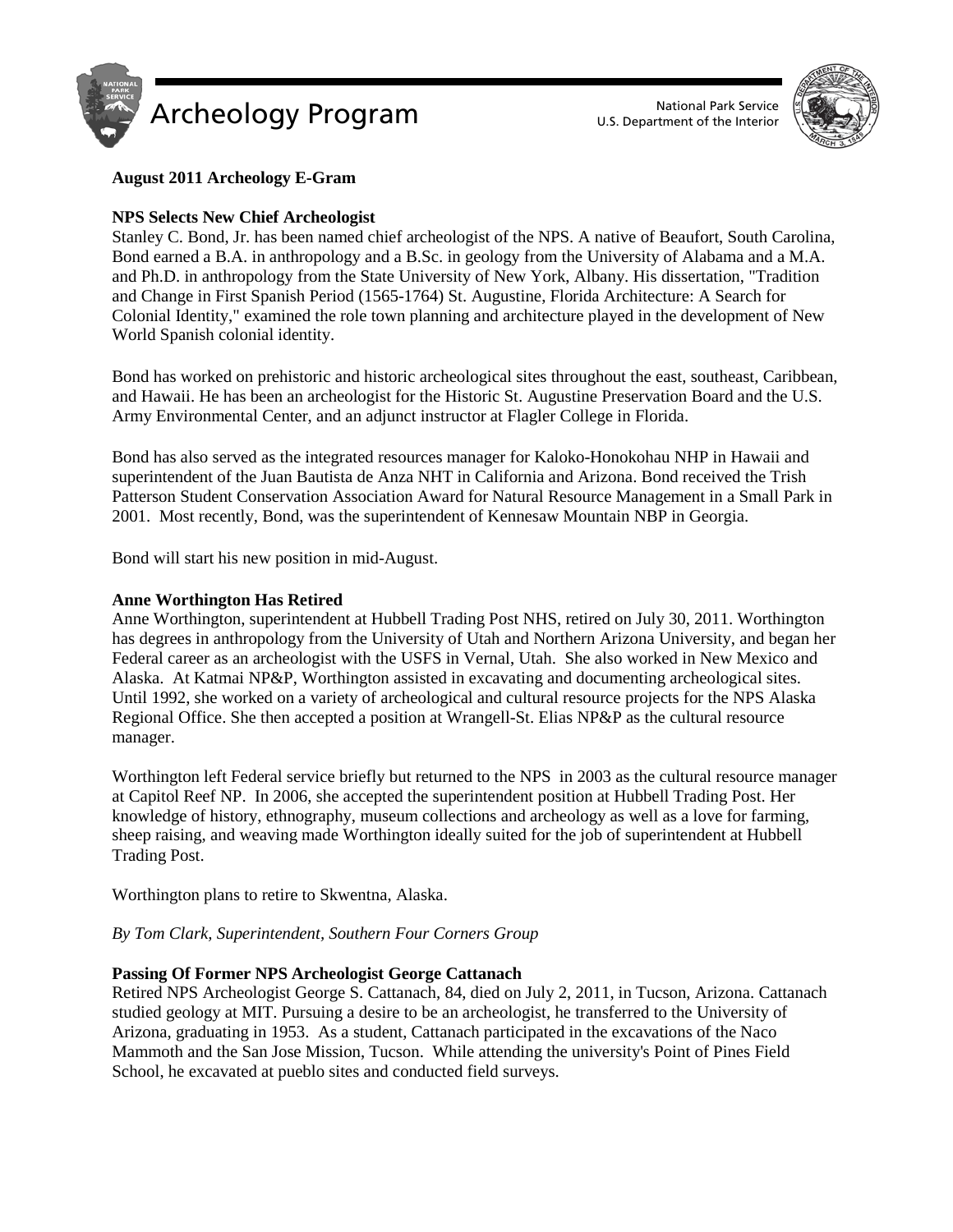# Archeology Program

National Park Service
U.S. Department of the Interior

**August 2011 Archeology E-Gram**

**NPS Selects New Chief Archeologist**

Stanley C. Bond, Jr. has been named chief archeologist of the NPS. A native of Beaufort, South Carolina, Bond earned a B.A. in anthropology and a B.Sc. in geology from the University of Alabama and a M.A. and Ph.D. in anthropology from the State University of New York, Albany. His dissertation, "Tradition and Change in First Spanish Period (1565-1764) St. Augustine, Florida Architecture: A Search for Colonial Identity," examined the role town planning and architecture played in the development of New World Spanish colonial identity.

Bond has worked on prehistoric and historic archeological sites throughout the east, southeast, Caribbean, and Hawaii. He has been an archeologist for the Historic St. Augustine Preservation Board and the U.S. Army Environmental Center, and an adjunct instructor at Flagler College in Florida.

Bond has also served as the integrated resources manager for Kaloko-Honokohau NHP in Hawaii and superintendent of the Juan Bautista de Anza NHT in California and Arizona. Bond received the Trish Patterson Student Conservation Association Award for Natural Resource Management in a Small Park in 2001. Most recently, Bond, was the superintendent of Kennesaw Mountain NBP in Georgia.

Bond will start his new position in mid-August.

**Anne Worthington Has Retired**

Anne Worthington, superintendent at Hubbell Trading Post NHS, retired on July 30, 2011. Worthington has degrees in anthropology from the University of Utah and Northern Arizona University, and began her Federal career as an archeologist with the USFS in Vernal, Utah. She also worked in New Mexico and Alaska. At Katmai NP&P, Worthington assisted in excavating and documenting archeological sites. Until 1992, she worked on a variety of archeological and cultural resource projects for the NPS Alaska Regional Office. She then accepted a position at Wrangell-St. Elias NP&P as the cultural resource manager.

Worthington left Federal service briefly but returned to the NPS in 2003 as the cultural resource manager at Capitol Reef NP. In 2006, she accepted the superintendent position at Hubbell Trading Post. Her knowledge of history, ethnography, museum collections and archeology as well as a love for farming, sheep raising, and weaving made Worthington ideally suited for the job of superintendent at Hubbell Trading Post.

Worthington plans to retire to Skwentna, Alaska.

*By Tom Clark, Superintendent, Southern Four Corners Group*

**Passing Of Former NPS Archeologist George Cattanach**

Retired NPS Archeologist George S. Cattanach, 84, died on July 2, 2011, in Tucson, Arizona. Cattanach studied geology at MIT. Pursuing a desire to be an archeologist, he transferred to the University of Arizona, graduating in 1953. As a student, Cattanach participated in the excavations of the Naco Mammoth and the San Jose Mission, Tucson. While attending the university's Point of Pines Field School, he excavated at pueblo sites and conducted field surveys.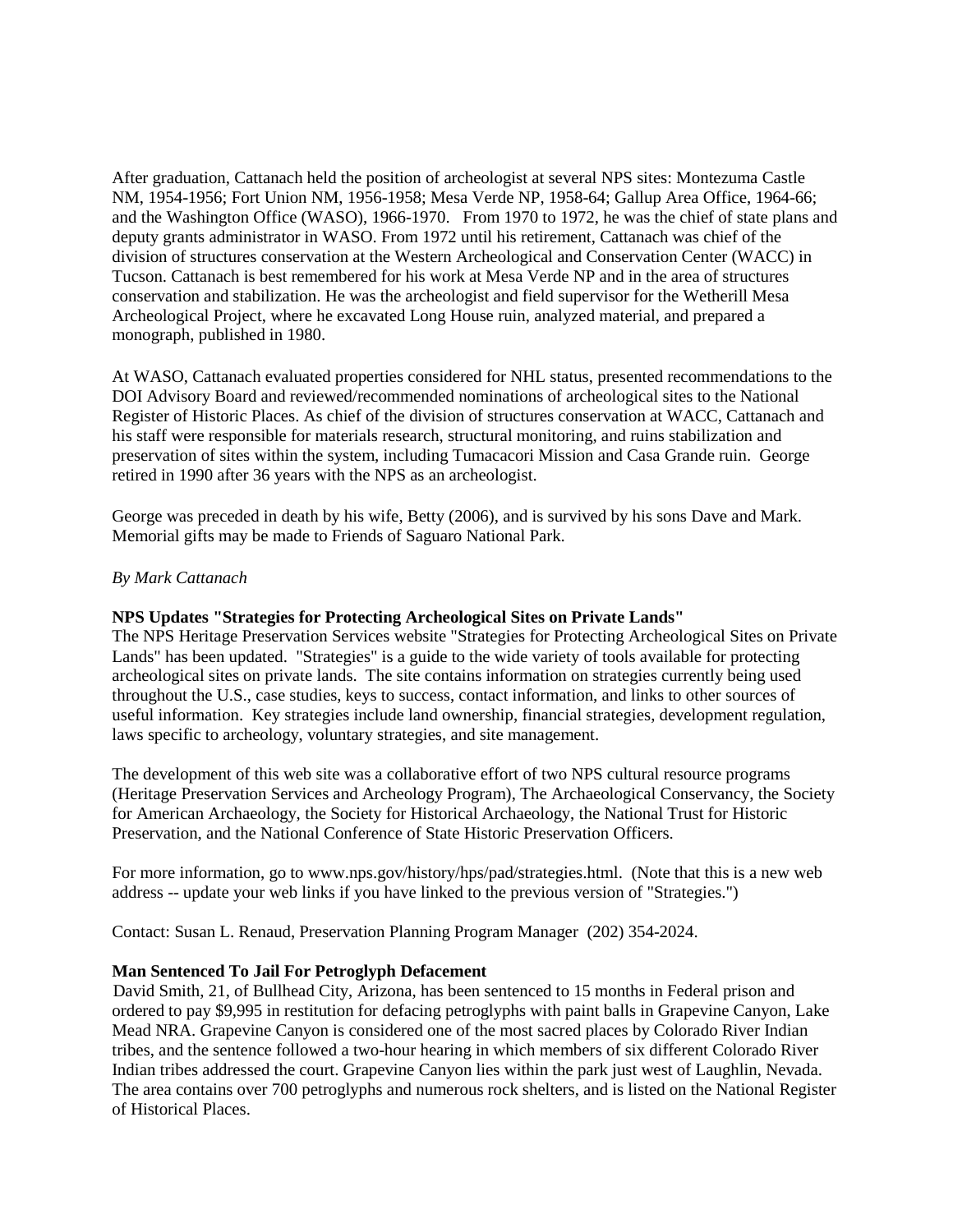After graduation, Cattanach held the position of archeologist at several NPS sites: Montezuma Castle NM, 1954-1956; Fort Union NM, 1956-1958; Mesa Verde NP, 1958-64; Gallup Area Office, 1964-66; and the Washington Office (WASO), 1966-1970. From 1970 to 1972, he was the chief of state plans and deputy grants administrator in WASO. From 1972 until his retirement, Cattanach was chief of the division of structures conservation at the Western Archeological and Conservation Center (WACC) in Tucson. Cattanach is best remembered for his work at Mesa Verde NP and in the area of structures conservation and stabilization. He was the archeologist and field supervisor for the Wetherill Mesa Archeological Project, where he excavated Long House ruin, analyzed material, and prepared a monograph, published in 1980.

At WASO, Cattanach evaluated properties considered for NHL status, presented recommendations to the DOI Advisory Board and reviewed/recommended nominations of archeological sites to the National Register of Historic Places. As chief of the division of structures conservation at WACC, Cattanach and his staff were responsible for materials research, structural monitoring, and ruins stabilization and preservation of sites within the system, including Tumacacori Mission and Casa Grande ruin. George retired in 1990 after 36 years with the NPS as an archeologist.

George was preceded in death by his wife, Betty (2006), and is survived by his sons Dave and Mark. Memorial gifts may be made to Friends of Saguaro National Park.

*By Mark Cattanach*

**NPS Updates "Strategies for Protecting Archeological Sites on Private Lands"**

The NPS Heritage Preservation Services website "Strategies for Protecting Archeological Sites on Private Lands" has been updated. "Strategies" is a guide to the wide variety of tools available for protecting archeological sites on private lands. The site contains information on strategies currently being used throughout the U.S., case studies, keys to success, contact information, and links to other sources of useful information. Key strategies include land ownership, financial strategies, development regulation, laws specific to archeology, voluntary strategies, and site management.

The development of this web site was a collaborative effort of two NPS cultural resource programs (Heritage Preservation Services and Archeology Program), The Archaeological Conservancy, the Society for American Archaeology, the Society for Historical Archaeology, the National Trust for Historic Preservation, and the National Conference of State Historic Preservation Officers.

For more information, go to www.nps.gov/history/hps/pad/strategies.html. (Note that this is a new web address -- update your web links if you have linked to the previous version of "Strategies.")

Contact: Susan L. Renaud, Preservation Planning Program Manager (202) 354-2024.

**Man Sentenced To Jail For Petroglyph Defacement**

David Smith, 21, of Bullhead City, Arizona, has been sentenced to 15 months in Federal prison and ordered to pay $9,995 in restitution for defacing petroglyphs with paint balls in Grapevine Canyon, Lake Mead NRA. Grapevine Canyon is considered one of the most sacred places by Colorado River Indian tribes, and the sentence followed a two-hour hearing in which members of six different Colorado River Indian tribes addressed the court. Grapevine Canyon lies within the park just west of Laughlin, Nevada. The area contains over 700 petroglyphs and numerous rock shelters, and is listed on the National Register of Historical Places.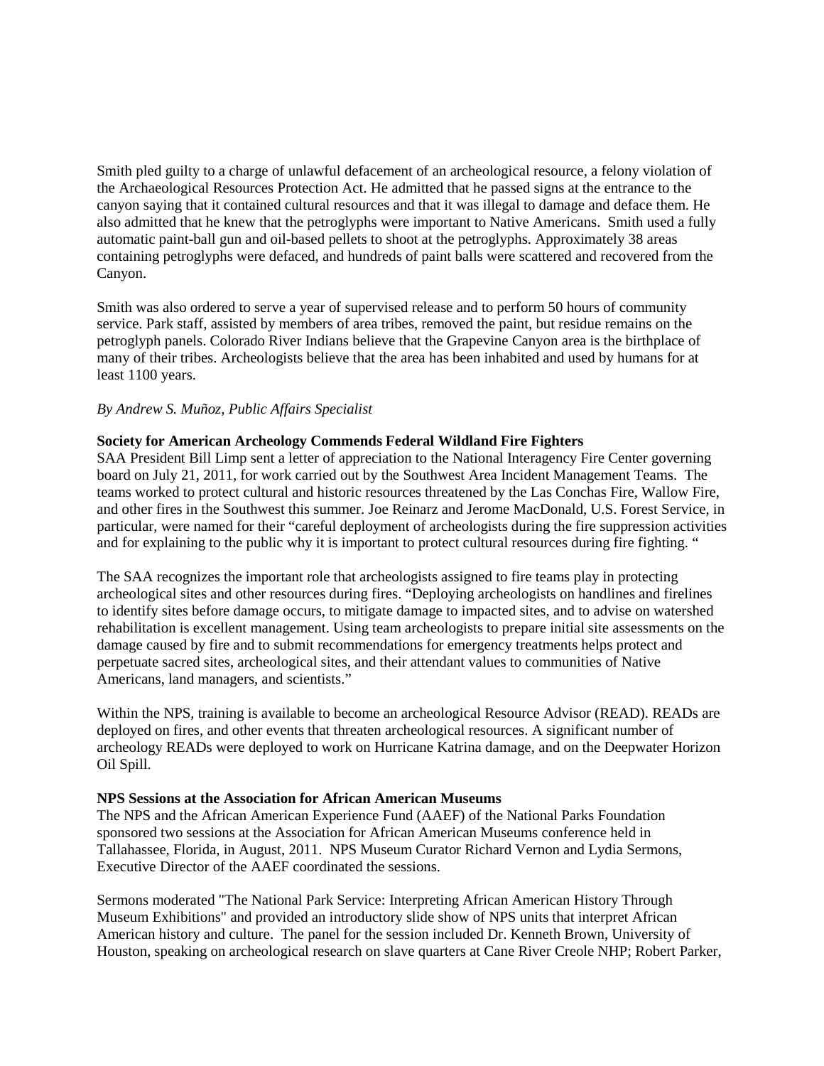Smith pled guilty to a charge of unlawful defacement of an archeological resource, a felony violation of the Archaeological Resources Protection Act. He admitted that he passed signs at the entrance to the canyon saying that it contained cultural resources and that it was illegal to damage and deface them. He also admitted that he knew that the petroglyphs were important to Native Americans. Smith used a fully automatic paint-ball gun and oil-based pellets to shoot at the petroglyphs. Approximately 38 areas containing petroglyphs were defaced, and hundreds of paint balls were scattered and recovered from the Canyon.

Smith was also ordered to serve a year of supervised release and to perform 50 hours of community service. Park staff, assisted by members of area tribes, removed the paint, but residue remains on the petroglyph panels. Colorado River Indians believe that the Grapevine Canyon area is the birthplace of many of their tribes. Archeologists believe that the area has been inhabited and used by humans for at least 1100 years.

*By Andrew S. Muñoz, Public Affairs Specialist*

**Society for American Archeology Commends Federal Wildland Fire Fighters**

SAA President Bill Limp sent a letter of appreciation to the National Interagency Fire Center governing board on July 21, 2011, for work carried out by the Southwest Area Incident Management Teams. The teams worked to protect cultural and historic resources threatened by the Las Conchas Fire, Wallow Fire, and other fires in the Southwest this summer. Joe Reinarz and Jerome MacDonald, U.S. Forest Service, in particular, were named for their "careful deployment of archeologists during the fire suppression activities and for explaining to the public why it is important to protect cultural resources during fire fighting. "

The SAA recognizes the important role that archeologists assigned to fire teams play in protecting archeological sites and other resources during fires. "Deploying archeologists on handlines and firelines to identify sites before damage occurs, to mitigate damage to impacted sites, and to advise on watershed rehabilitation is excellent management. Using team archeologists to prepare initial site assessments on the damage caused by fire and to submit recommendations for emergency treatments helps protect and perpetuate sacred sites, archeological sites, and their attendant values to communities of Native Americans, land managers, and scientists."

Within the NPS, training is available to become an archeological Resource Advisor (READ). READs are deployed on fires, and other events that threaten archeological resources. A significant number of archeology READs were deployed to work on Hurricane Katrina damage, and on the Deepwater Horizon Oil Spill.

**NPS Sessions at the Association for African American Museums**

The NPS and the African American Experience Fund (AAEF) of the National Parks Foundation sponsored two sessions at the Association for African American Museums conference held in Tallahassee, Florida, in August, 2011. NPS Museum Curator Richard Vernon and Lydia Sermons, Executive Director of the AAEF coordinated the sessions.

Sermons moderated "The National Park Service: Interpreting African American History Through Museum Exhibitions" and provided an introductory slide show of NPS units that interpret African American history and culture. The panel for the session included Dr. Kenneth Brown, University of Houston, speaking on archeological research on slave quarters at Cane River Creole NHP; Robert Parker,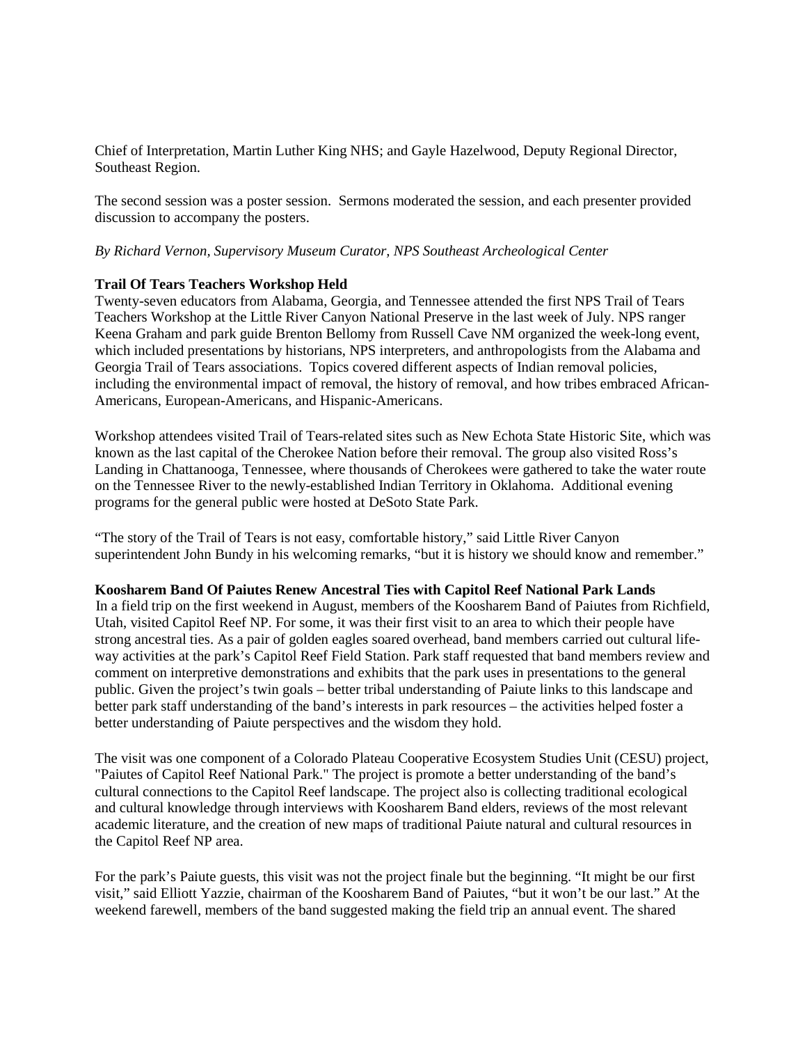Chief of Interpretation, Martin Luther King NHS; and Gayle Hazelwood, Deputy Regional Director, Southeast Region.

The second session was a poster session. Sermons moderated the session, and each presenter provided discussion to accompany the posters.

*By Richard Vernon, Supervisory Museum Curator, NPS Southeast Archeological Center*

**Trail Of Tears Teachers Workshop Held**

Twenty-seven educators from Alabama, Georgia, and Tennessee attended the first NPS Trail of Tears Teachers Workshop at the Little River Canyon National Preserve in the last week of July. NPS ranger Keena Graham and park guide Brenton Bellomy from Russell Cave NM organized the week-long event, which included presentations by historians, NPS interpreters, and anthropologists from the Alabama and Georgia Trail of Tears associations. Topics covered different aspects of Indian removal policies, including the environmental impact of removal, the history of removal, and how tribes embraced African-Americans, European-Americans, and Hispanic-Americans.

Workshop attendees visited Trail of Tears-related sites such as New Echota State Historic Site, which was known as the last capital of the Cherokee Nation before their removal. The group also visited Ross's Landing in Chattanooga, Tennessee, where thousands of Cherokees were gathered to take the water route on the Tennessee River to the newly-established Indian Territory in Oklahoma. Additional evening programs for the general public were hosted at DeSoto State Park.

"The story of the Trail of Tears is not easy, comfortable history," said Little River Canyon superintendent John Bundy in his welcoming remarks, "but it is history we should know and remember."

**Koosharem Band Of Paiutes Renew Ancestral Ties with Capitol Reef National Park Lands**

In a field trip on the first weekend in August, members of the Koosharem Band of Paiutes from Richfield, Utah, visited Capitol Reef NP. For some, it was their first visit to an area to which their people have strong ancestral ties. As a pair of golden eagles soared overhead, band members carried out cultural life-way activities at the park's Capitol Reef Field Station. Park staff requested that band members review and comment on interpretive demonstrations and exhibits that the park uses in presentations to the general public. Given the project's twin goals – better tribal understanding of Paiute links to this landscape and better park staff understanding of the band's interests in park resources – the activities helped foster a better understanding of Paiute perspectives and the wisdom they hold.

The visit was one component of a Colorado Plateau Cooperative Ecosystem Studies Unit (CESU) project, "Paiutes of Capitol Reef National Park." The project is promote a better understanding of the band's cultural connections to the Capitol Reef landscape. The project also is collecting traditional ecological and cultural knowledge through interviews with Koosharem Band elders, reviews of the most relevant academic literature, and the creation of new maps of traditional Paiute natural and cultural resources in the Capitol Reef NP area.

For the park's Paiute guests, this visit was not the project finale but the beginning. "It might be our first visit," said Elliott Yazzie, chairman of the Koosharem Band of Paiutes, "but it won't be our last." At the weekend farewell, members of the band suggested making the field trip an annual event. The shared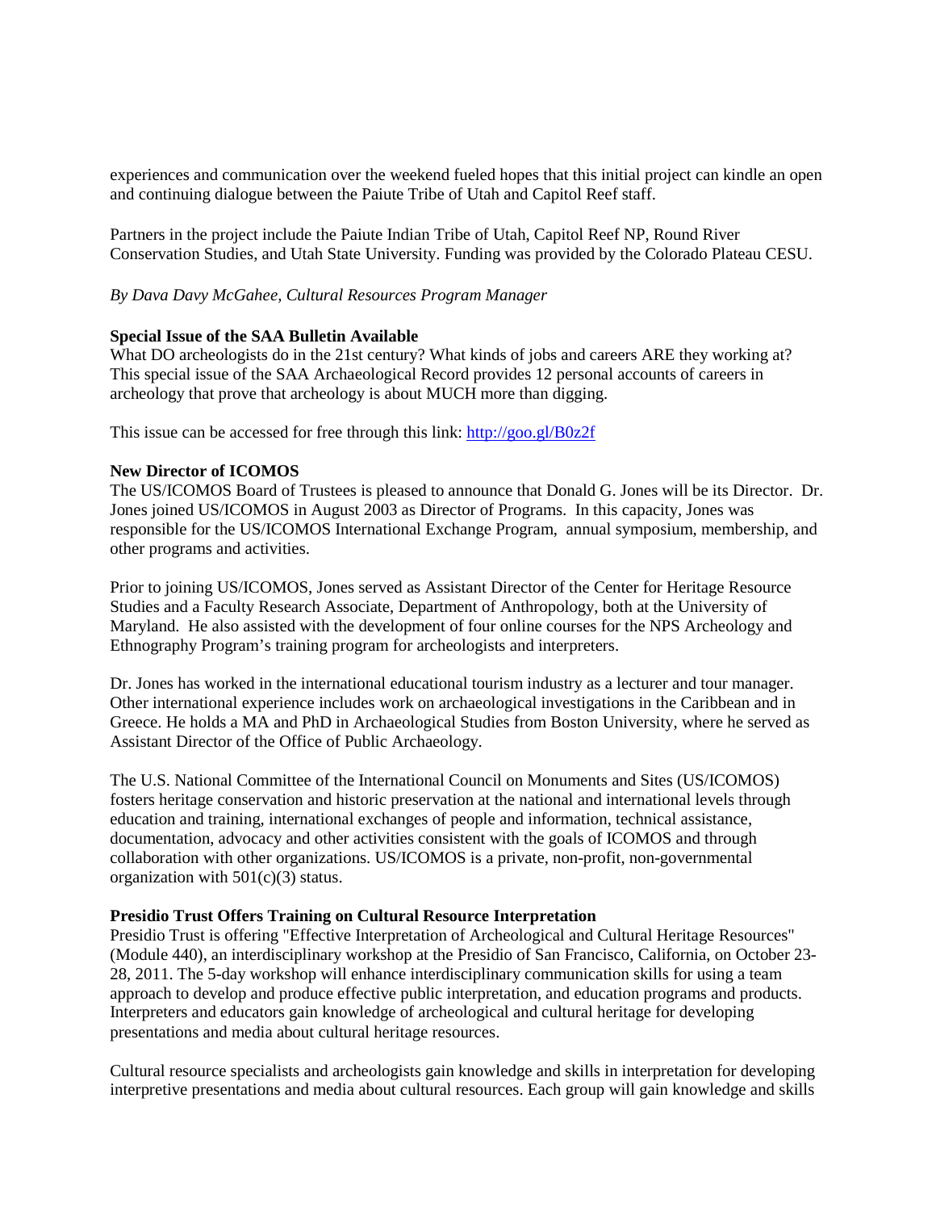experiences and communication over the weekend fueled hopes that this initial project can kindle an open and continuing dialogue between the Paiute Tribe of Utah and Capitol Reef staff.

Partners in the project include the Paiute Indian Tribe of Utah, Capitol Reef NP, Round River Conservation Studies, and Utah State University. Funding was provided by the Colorado Plateau CESU.

*By Dava Davy McGahee, Cultural Resources Program Manager*

**Special Issue of the SAA Bulletin Available**

What DO archeologists do in the 21st century? What kinds of jobs and careers ARE they working at? This special issue of the SAA Archaeological Record provides 12 personal accounts of careers in archeology that prove that archeology is about MUCH more than digging.

This issue can be accessed for free through this link: [http://goo.gl/B0z2f](http://goo.gl/B0z2f)

**New Director of ICOMOS**

The US/ICOMOS Board of Trustees is pleased to announce that Donald G. Jones will be its Director. Dr. Jones joined US/ICOMOS in August 2003 as Director of Programs. In this capacity, Jones was responsible for the US/ICOMOS International Exchange Program, annual symposium, membership, and other programs and activities.

Prior to joining US/ICOMOS, Jones served as Assistant Director of the Center for Heritage Resource Studies and a Faculty Research Associate, Department of Anthropology, both at the University of Maryland. He also assisted with the development of four online courses for the NPS Archeology and Ethnography Program's training program for archeologists and interpreters.

Dr. Jones has worked in the international educational tourism industry as a lecturer and tour manager. Other international experience includes work on archaeological investigations in the Caribbean and in Greece. He holds a MA and PhD in Archaeological Studies from Boston University, where he served as Assistant Director of the Office of Public Archaeology.

The U.S. National Committee of the International Council on Monuments and Sites (US/ICOMOS) fosters heritage conservation and historic preservation at the national and international levels through education and training, international exchanges of people and information, technical assistance, documentation, advocacy and other activities consistent with the goals of ICOMOS and through collaboration with other organizations. US/ICOMOS is a private, non-profit, non-governmental organization with 501(c)(3) status.

**Presidio Trust Offers Training on Cultural Resource Interpretation**

Presidio Trust is offering "Effective Interpretation of Archeological and Cultural Heritage Resources" (Module 440), an interdisciplinary workshop at the Presidio of San Francisco, California, on October 23-28, 2011. The 5-day workshop will enhance interdisciplinary communication skills for using a team approach to develop and produce effective public interpretation, and education programs and products. Interpreters and educators gain knowledge of archeological and cultural heritage for developing presentations and media about cultural heritage resources.

Cultural resource specialists and archeologists gain knowledge and skills in interpretation for developing interpretive presentations and media about cultural resources. Each group will gain knowledge and skills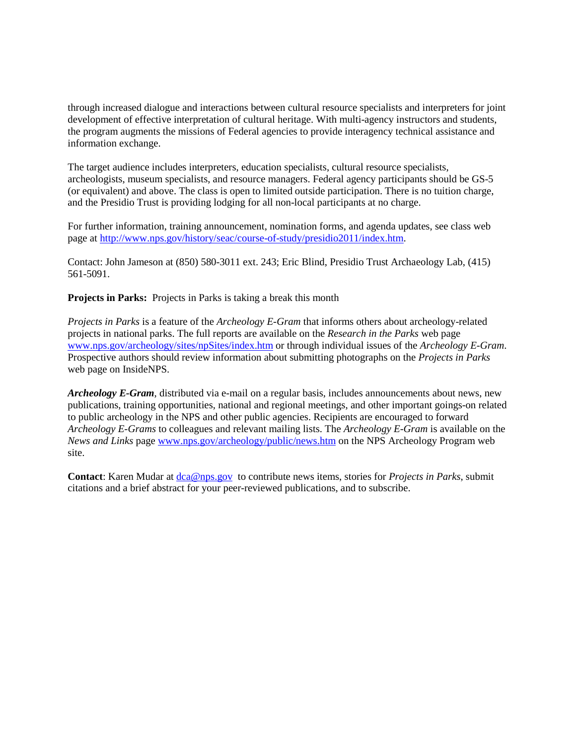through increased dialogue and interactions between cultural resource specialists and interpreters for joint development of effective interpretation of cultural heritage. With multi-agency instructors and students, the program augments the missions of Federal agencies to provide interagency technical assistance and information exchange.

The target audience includes interpreters, education specialists, cultural resource specialists, archeologists, museum specialists, and resource managers. Federal agency participants should be GS-5 (or equivalent) and above. The class is open to limited outside participation. There is no tuition charge, and the Presidio Trust is providing lodging for all non-local participants at no charge.

For further information, training announcement, nomination forms, and agenda updates, see class web page at http://www.nps.gov/history/seac/course-of-study/presidio2011/index.htm.

Contact: John Jameson at (850) 580-3011 ext. 243; Eric Blind, Presidio Trust Archaeology Lab, (415) 561-5091.

**Projects in Parks:** Projects in Parks is taking a break this month

*Projects in Parks* is a feature of the *Archeology E-Gram* that informs others about archeology-related projects in national parks. The full reports are available on the *Research in the Parks* web page www.nps.gov/archeology/sites/npSites/index.htm or through individual issues of the *Archeology E-Gram*. Prospective authors should review information about submitting photographs on the *Projects in Parks* web page on InsideNPS.

***Archeology E-Gram***, distributed via e-mail on a regular basis, includes announcements about news, new publications, training opportunities, national and regional meetings, and other important goings-on related to public archeology in the NPS and other public agencies. Recipients are encouraged to forward *Archeology E-Grams* to colleagues and relevant mailing lists. The *Archeology E-Gram* is available on the *News and Links* page www.nps.gov/archeology/public/news.htm on the NPS Archeology Program web site.

**Contact**: Karen Mudar at dca@nps.gov to contribute news items, stories for *Projects in Parks*, submit citations and a brief abstract for your peer-reviewed publications, and to subscribe.